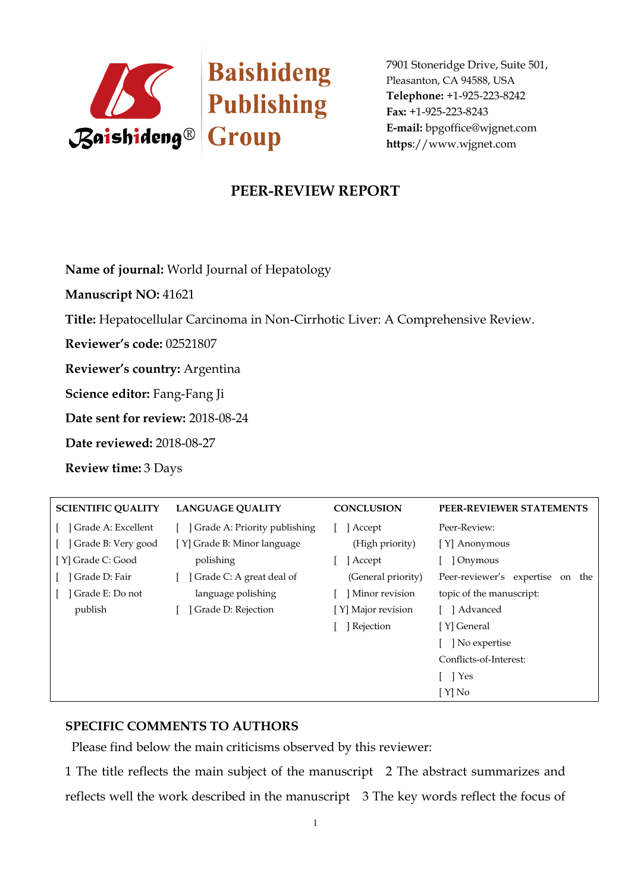Baishideng Publishing Group

7901 Stoneridge Drive, Suite 501,
Pleasanton, CA 94588, USA
**Telephone:** +1-925-223-8242
**Fax:** +1-925-223-8243
**E-mail:** bpgoffice@wjgnet.com
**https**://www.wjgnet.com

# PEER-REVIEW REPORT

**Name of journal:** World Journal of Hepatology

**Manuscript NO:** 41621

**Title:** Hepatocellular Carcinoma in Non-Cirrhotic Liver: A Comprehensive Review.

**Reviewer's code:** 02521807

**Reviewer's country:** Argentina

**Science editor:** Fang-Fang Ji

**Date sent for review:** 2018-08-24

**Date reviewed:** 2018-08-27

**Review time:** 3 Days

| SCIENTIFIC QUALITY | LANGUAGE QUALITY | CONCLUSION | PEER-REVIEWER STATEMENTS |
|---|---|---|---|
| [ ] Grade A: Excellent | [ ] Grade A: Priority publishing | [ ] Accept (High priority) | Peer-Review: |
| [ ] Grade B: Very good | [Y] Grade B: Minor language polishing | [ ] Accept (General priority) | [Y] Anonymous |
| [Y] Grade C: Good | [ ] Grade C: A great deal of language polishing | [ ] Minor revision | [ ] Onymous |
| [ ] Grade D: Fair | [ ] Grade D: Rejection | [Y] Major revision | Peer-reviewer's expertise on the topic of the manuscript: |
| [ ] Grade E: Do not publish | | [ ] Rejection | [ ] Advanced |
| | | | [Y] General |
| | | | [ ] No expertise |
| | | | Conflicts-of-Interest: |
| | | | [ ] Yes |
| | | | [Y] No |

## SPECIFIC COMMENTS TO AUTHORS

Please find below the main criticisms observed by this reviewer:

1 The title reflects the main subject of the manuscript 2 The abstract summarizes and reflects well the work described in the manuscript 3 The key words reflect the focus of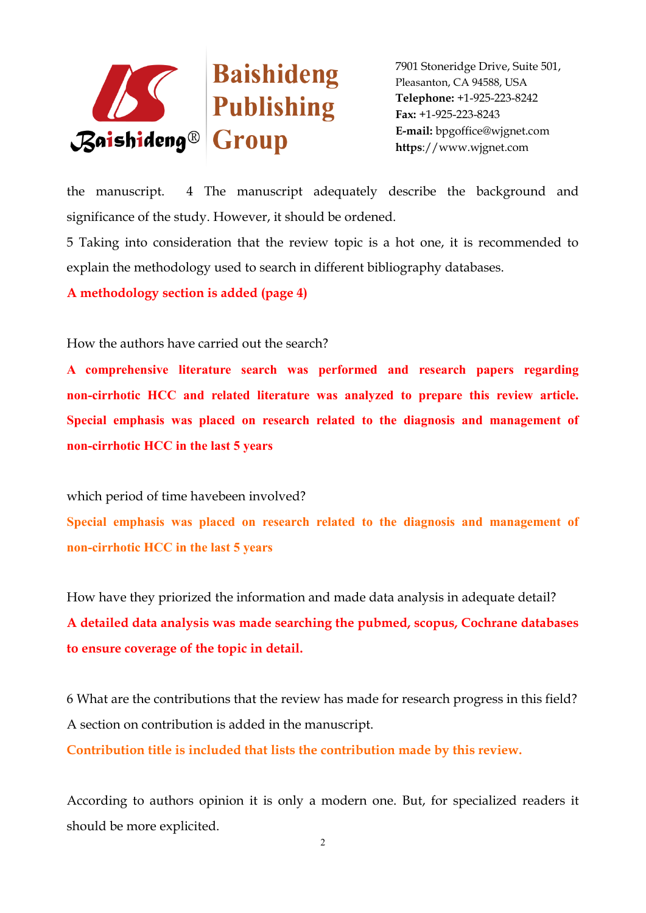the manuscript. 4 The manuscript adequately describe the background and significance of the study. However, it should be ordened.

5 Taking into consideration that the review topic is a hot one, it is recommended to explain the methodology used to search in different bibliography databases.

**A methodology section is added (page 4)**

How the authors have carried out the search?

**A comprehensive literature search was performed and research papers regarding non-cirrhotic HCC and related literature was analyzed to prepare this review article. Special emphasis was placed on research related to the diagnosis and management of non-cirrhotic HCC in the last 5 years**

which period of time havebeen involved?

**Special emphasis was placed on research related to the diagnosis and management of non-cirrhotic HCC in the last 5 years**

How have they priorized the information and made data analysis in adequate detail?

**A detailed data analysis was made searching the pubmed, scopus, Cochrane databases to ensure coverage of the topic in detail.**

6 What are the contributions that the review has made for research progress in this field? A section on contribution is added in the manuscript.

**Contribution title is included that lists the contribution made by this review.**

According to authors opinion it is only a modern one. But, for specialized readers it should be more explicited.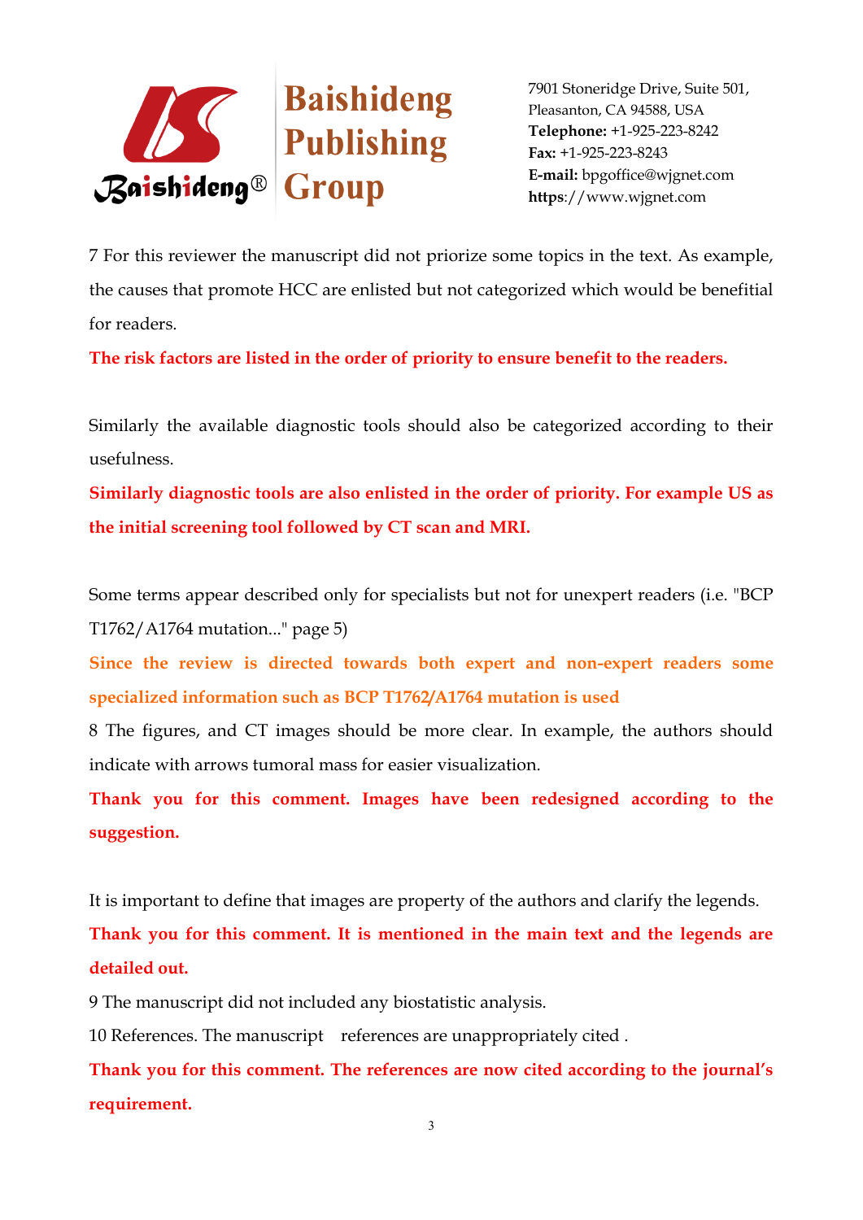7 For this reviewer the manuscript did not priorize some topics in the text. As example, the causes that promote HCC are enlisted but not categorized which would be benefitial for readers.

**The risk factors are listed in the order of priority to ensure benefit to the readers.**

Similarly the available diagnostic tools should also be categorized according to their usefulness.

**Similarly diagnostic tools are also enlisted in the order of priority. For example US as the initial screening tool followed by CT scan and MRI.**

Some terms appear described only for specialists but not for unexpert readers (i.e. "BCP T1762/A1764 mutation..." page 5)

**Since the review is directed towards both expert and non-expert readers some specialized information such as BCP T1762/A1764 mutation is used**

8 The figures, and CT images should be more clear. In example, the authors should indicate with arrows tumoral mass for easier visualization.

**Thank you for this comment. Images have been redesigned according to the suggestion.**

It is important to define that images are property of the authors and clarify the legends.

**Thank you for this comment. It is mentioned in the main text and the legends are detailed out.**

9 The manuscript did not included any biostatistic analysis.

10 References. The manuscript references are unappropriately cited .

**Thank you for this comment. The references are now cited according to the journal's requirement.**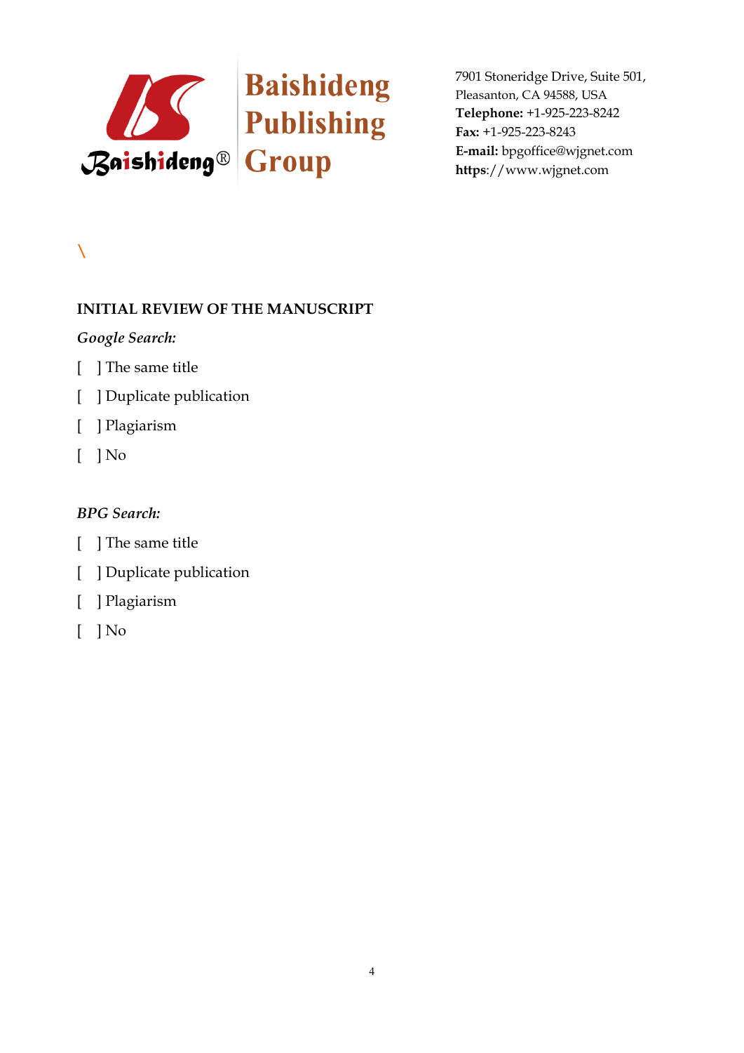\

**INITIAL REVIEW OF THE MANUSCRIPT**

*Google Search:*

[ ] The same title

[ ] Duplicate publication

[ ] Plagiarism

[ ] No

*BPG Search:*

[ ] The same title

[ ] Duplicate publication

[ ] Plagiarism

[ ] No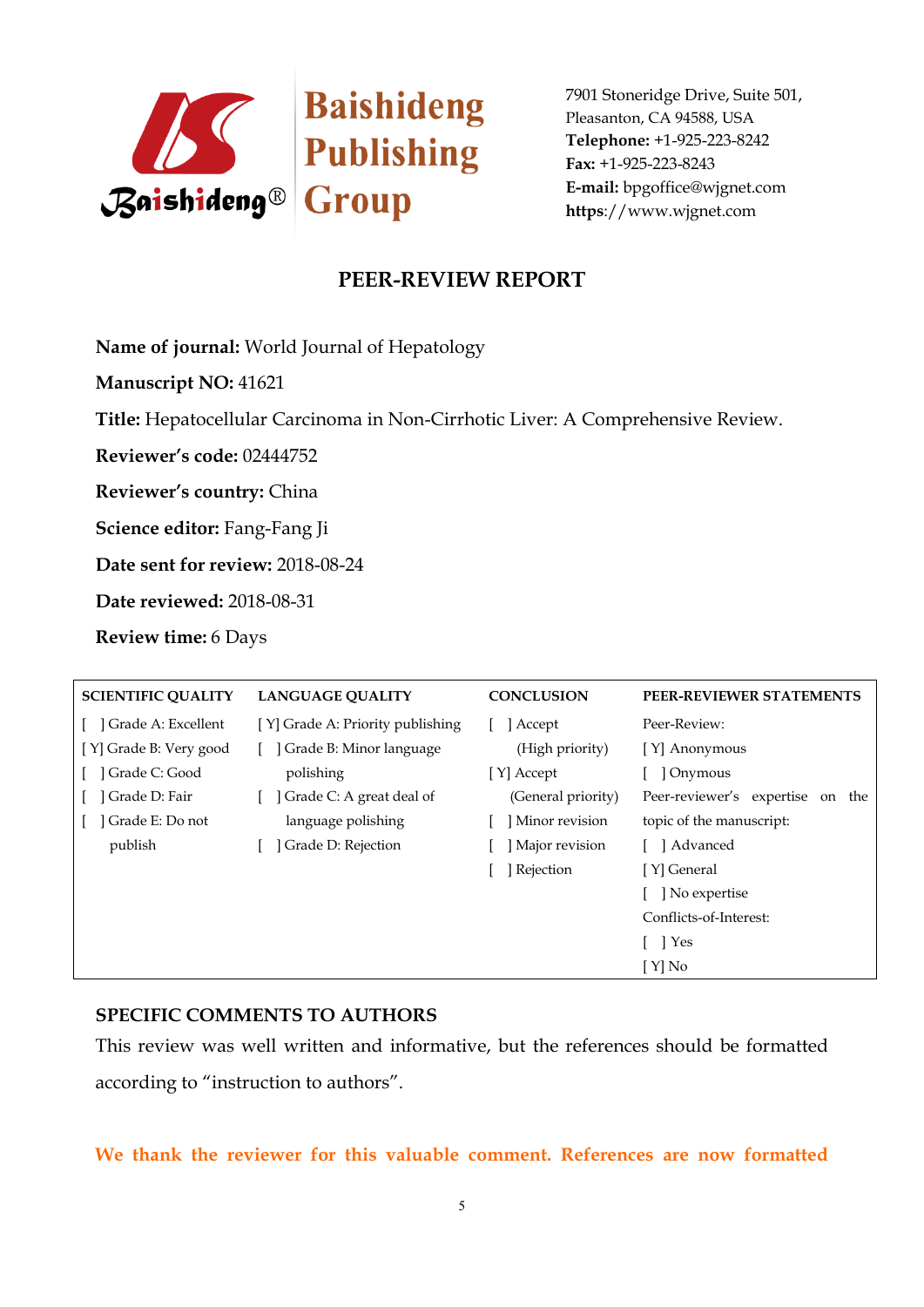Baishideng Publishing Group

7901 Stoneridge Drive, Suite 501,
Pleasanton, CA 94588, USA
**Telephone:** +1-925-223-8242
**Fax:** +1-925-223-8243
**E-mail:** bpgoffice@wjgnet.com
**https**://www.wjgnet.com

## PEER-REVIEW REPORT

**Name of journal:** World Journal of Hepatology

**Manuscript NO:** 41621

**Title:** Hepatocellular Carcinoma in Non-Cirrhotic Liver: A Comprehensive Review.

**Reviewer's code:** 02444752

**Reviewer's country:** China

**Science editor:** Fang-Fang Ji

**Date sent for review:** 2018-08-24

**Date reviewed:** 2018-08-31

**Review time:** 6 Days

| SCIENTIFIC QUALITY | LANGUAGE QUALITY | CONCLUSION | PEER-REVIEWER STATEMENTS |
|---|---|---|---|
| [ ] Grade A: Excellent<br>[ Y] Grade B: Very good<br>[ ] Grade C: Good<br>[ ] Grade D: Fair<br>[ ] Grade E: Do not publish | [ Y] Grade A: Priority publishing<br>[ ] Grade B: Minor language polishing<br>[ ] Grade C: A great deal of language polishing<br>[ ] Grade D: Rejection | [ ] Accept (High priority)<br>[ Y] Accept (General priority)<br>[ ] Minor revision<br>[ ] Major revision<br>[ ] Rejection | Peer-Review:<br>[ Y] Anonymous<br>[ ] Onymous<br>Peer-reviewer's expertise on the topic of the manuscript:<br>[ ] Advanced<br>[ Y] General<br>[ ] No expertise<br>Conflicts-of-Interest:<br>[ ] Yes<br>[ Y] No |

### SPECIFIC COMMENTS TO AUTHORS

This review was well written and informative, but the references should be formatted according to "instruction to authors".

**We thank the reviewer for this valuable comment. References are now formatted**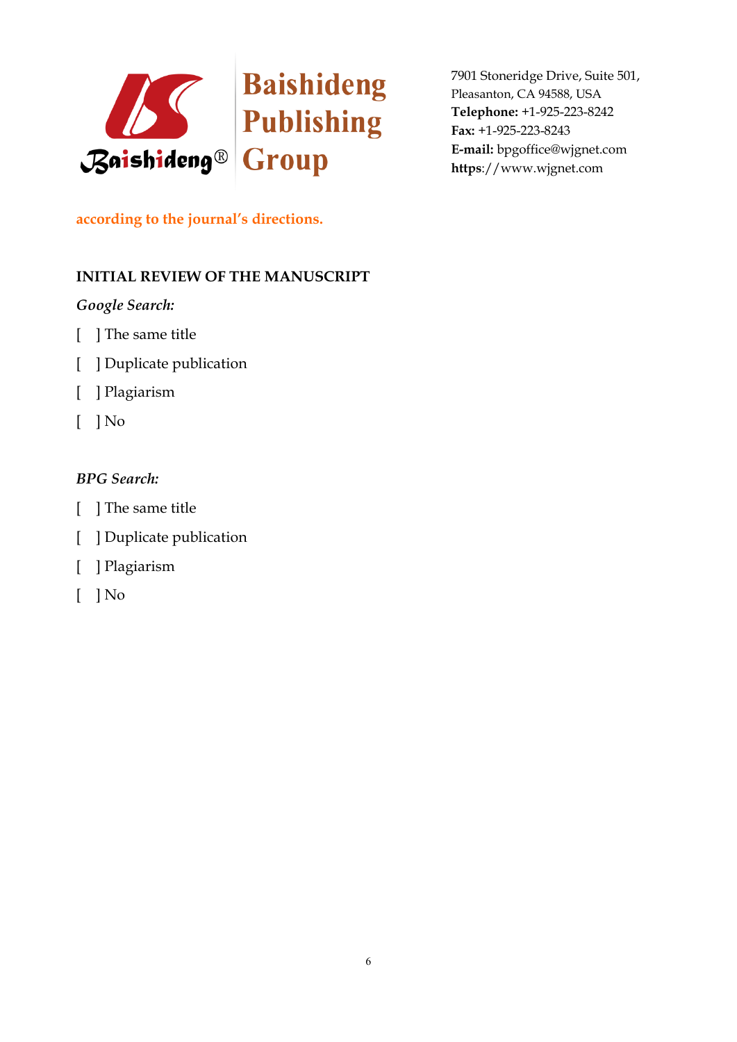**according to the journal's directions.**

## INITIAL REVIEW OF THE MANUSCRIPT

*Google Search:*

[ ] The same title

[ ] Duplicate publication

[ ] Plagiarism

[ ] No

*BPG Search:*

[ ] The same title

[ ] Duplicate publication

[ ] Plagiarism

[ ] No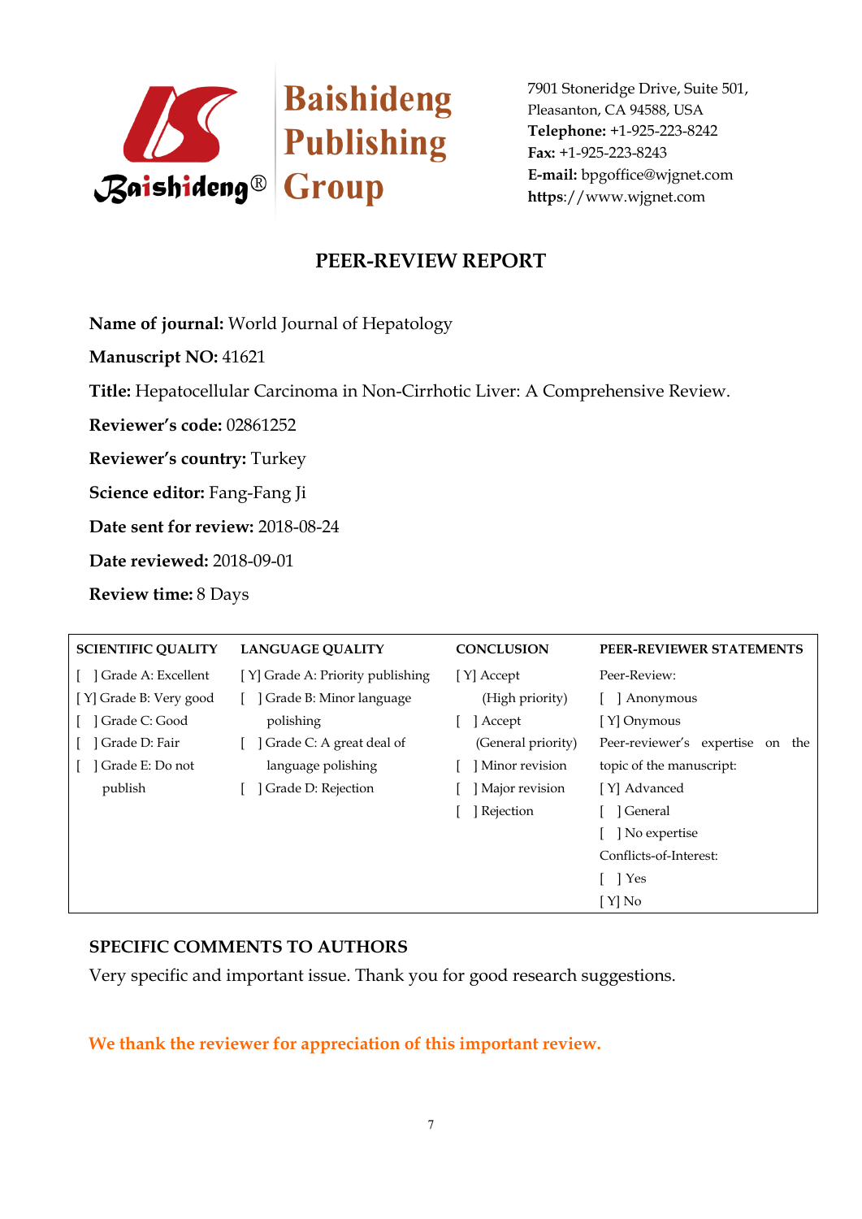Baishideng Publishing Group

7901 Stoneridge Drive, Suite 501,
Pleasanton, CA 94588, USA
**Telephone:** +1-925-223-8242
**Fax:** +1-925-223-8243
**E-mail:** bpgoffice@wjgnet.com
**https**://www.wjgnet.com

# PEER-REVIEW REPORT

**Name of journal:** World Journal of Hepatology

**Manuscript NO:** 41621

**Title:** Hepatocellular Carcinoma in Non-Cirrhotic Liver: A Comprehensive Review.

**Reviewer's code:** 02861252

**Reviewer's country:** Turkey

**Science editor:** Fang-Fang Ji

**Date sent for review:** 2018-08-24

**Date reviewed:** 2018-09-01

**Review time:** 8 Days

| SCIENTIFIC QUALITY | LANGUAGE QUALITY | CONCLUSION | PEER-REVIEWER STATEMENTS |
|---|---|---|---|
| [ ] Grade A: Excellent<br>[Y] Grade B: Very good<br>[ ] Grade C: Good<br>[ ] Grade D: Fair<br>[ ] Grade E: Do not publish | [Y] Grade A: Priority publishing<br>[ ] Grade B: Minor language polishing<br>[ ] Grade C: A great deal of language polishing<br>[ ] Grade D: Rejection | [Y] Accept (High priority)<br>[ ] Accept (General priority)<br>[ ] Minor revision<br>[ ] Major revision<br>[ ] Rejection | Peer-Review:<br>[ ] Anonymous<br>[Y] Onymous<br>Peer-reviewer's expertise on the topic of the manuscript:<br>[Y] Advanced<br>[ ] General<br>[ ] No expertise<br>Conflicts-of-Interest:<br>[ ] Yes<br>[Y] No |

## SPECIFIC COMMENTS TO AUTHORS

Very specific and important issue. Thank you for good research suggestions.

**We thank the reviewer for appreciation of this important review.**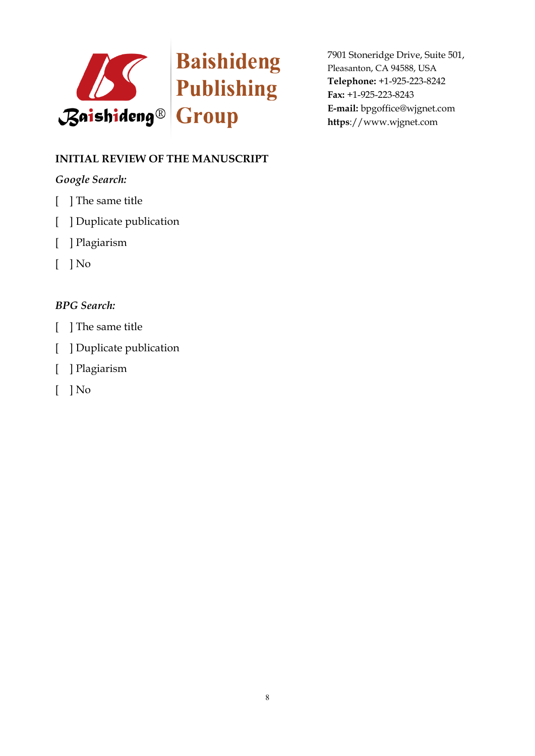Baishideng Publishing Group

7901 Stoneridge Drive, Suite 501,
Pleasanton, CA 94588, USA
**Telephone:** +1-925-223-8242
**Fax:** +1-925-223-8243
**E-mail:** bpgoffice@wjgnet.com
**https**://www.wjgnet.com

**INITIAL REVIEW OF THE MANUSCRIPT**

*Google Search:*

[ ] The same title

[ ] Duplicate publication

[ ] Plagiarism

[ ] No

*BPG Search:*

[ ] The same title

[ ] Duplicate publication

[ ] Plagiarism

[ ] No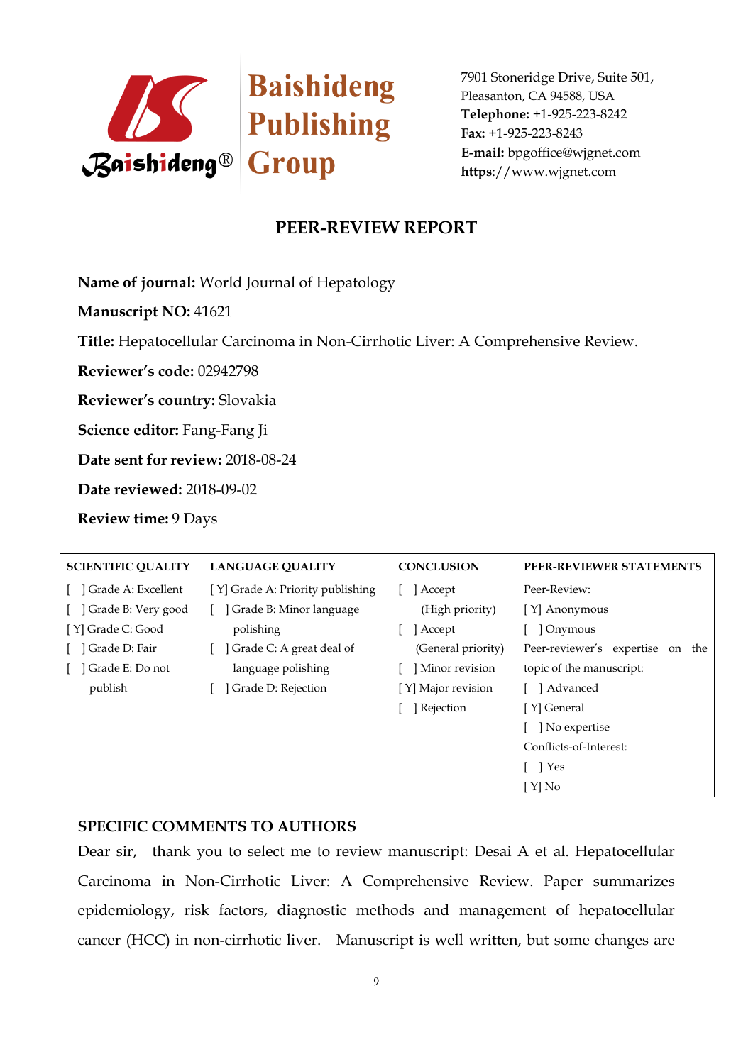Baishideng Publishing Group

7901 Stoneridge Drive, Suite 501, Pleasanton, CA 94588, USA
**Telephone:** +1-925-223-8242
**Fax:** +1-925-223-8243
**E-mail:** bpgoffice@wjgnet.com
**https**://www.wjgnet.com

## PEER-REVIEW REPORT

**Name of journal:** World Journal of Hepatology

**Manuscript NO:** 41621

**Title:** Hepatocellular Carcinoma in Non-Cirrhotic Liver: A Comprehensive Review.

**Reviewer's code:** 02942798

**Reviewer's country:** Slovakia

**Science editor:** Fang-Fang Ji

**Date sent for review:** 2018-08-24

**Date reviewed:** 2018-09-02

**Review time:** 9 Days

| SCIENTIFIC QUALITY | LANGUAGE QUALITY | CONCLUSION | PEER-REVIEWER STATEMENTS |
|---|---|---|---|
| [ ] Grade A: Excellent | [Y] Grade A: Priority publishing | [ ] Accept (High priority) | Peer-Review: |
| [ ] Grade B: Very good | [ ] Grade B: Minor language polishing | [ ] Accept (General priority) | [Y] Anonymous |
| [Y] Grade C: Good | [ ] Grade C: A great deal of language polishing | [ ] Minor revision | [ ] Onymous |
| [ ] Grade D: Fair | [ ] Grade D: Rejection | [Y] Major revision | Peer-reviewer's expertise on the topic of the manuscript: |
| [ ] Grade E: Do not publish | | [ ] Rejection | [ ] Advanced |
| | | | [Y] General |
| | | | [ ] No expertise |
| | | | Conflicts-of-Interest: |
| | | | [ ] Yes |
| | | | [Y] No |

### SPECIFIC COMMENTS TO AUTHORS

Dear sir, thank you to select me to review manuscript: Desai A et al. Hepatocellular Carcinoma in Non-Cirrhotic Liver: A Comprehensive Review. Paper summarizes epidemiology, risk factors, diagnostic methods and management of hepatocellular cancer (HCC) in non-cirrhotic liver. Manuscript is well written, but some changes are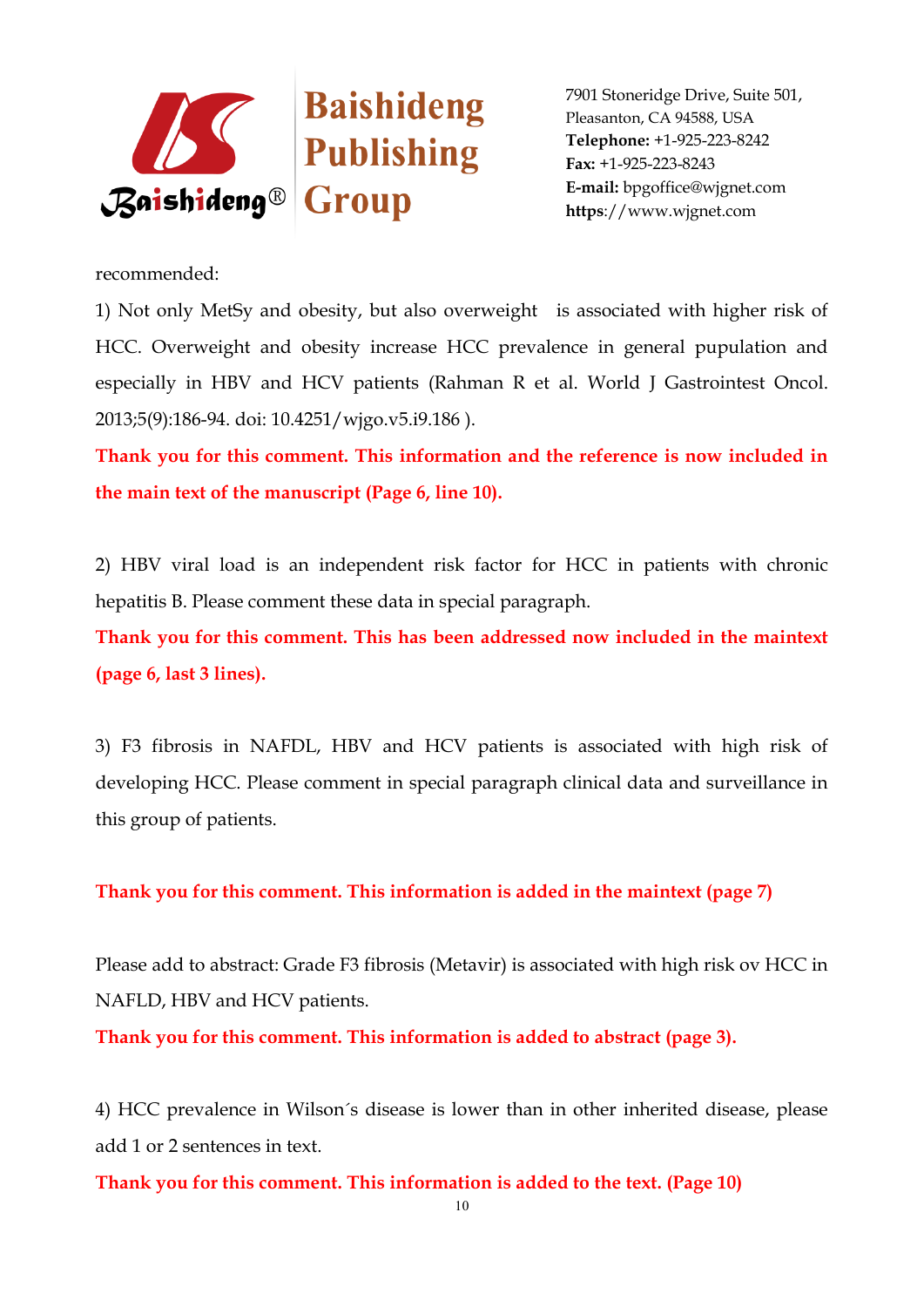recommended:

1) Not only MetSy and obesity, but also overweight is associated with higher risk of HCC. Overweight and obesity increase HCC prevalence in general pupulation and especially in HBV and HCV patients (Rahman R et al. World J Gastrointest Oncol. 2013;5(9):186-94. doi: 10.4251/wjgo.v5.i9.186 ).

**Thank you for this comment. This information and the reference is now included in the main text of the manuscript (Page 6, line 10).**

2) HBV viral load is an independent risk factor for HCC in patients with chronic hepatitis B. Please comment these data in special paragraph.

**Thank you for this comment. This has been addressed now included in the maintext (page 6, last 3 lines).**

3) F3 fibrosis in NAFDL, HBV and HCV patients is associated with high risk of developing HCC. Please comment in special paragraph clinical data and surveillance in this group of patients.

**Thank you for this comment. This information is added in the maintext (page 7)**

Please add to abstract: Grade F3 fibrosis (Metavir) is associated with high risk ov HCC in NAFLD, HBV and HCV patients.

**Thank you for this comment. This information is added to abstract (page 3).**

4) HCC prevalence in Wilson´s disease is lower than in other inherited disease, please add 1 or 2 sentences in text.

**Thank you for this comment. This information is added to the text. (Page 10)**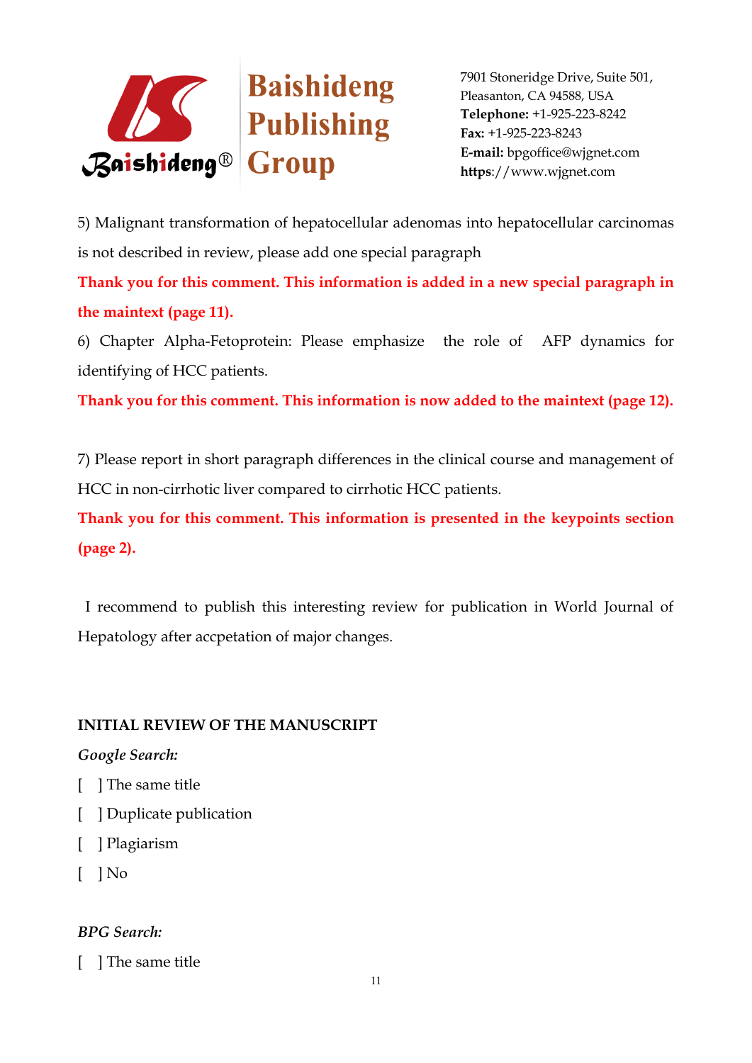5) Malignant transformation of hepatocellular adenomas into hepatocellular carcinomas is not described in review, please add one special paragraph

**Thank you for this comment. This information is added in a new special paragraph in the maintext (page 11).**

6) Chapter Alpha-Fetoprotein: Please emphasize the role of AFP dynamics for identifying of HCC patients.

**Thank you for this comment. This information is now added to the maintext (page 12).**

7) Please report in short paragraph differences in the clinical course and management of HCC in non-cirrhotic liver compared to cirrhotic HCC patients.

**Thank you for this comment. This information is presented in the keypoints section (page 2).**

I recommend to publish this interesting review for publication in World Journal of Hepatology after accpetation of major changes.

**INITIAL REVIEW OF THE MANUSCRIPT**

*Google Search:*

[ ] The same title

[ ] Duplicate publication

[ ] Plagiarism

[ ] No

*BPG Search:*

[ ] The same title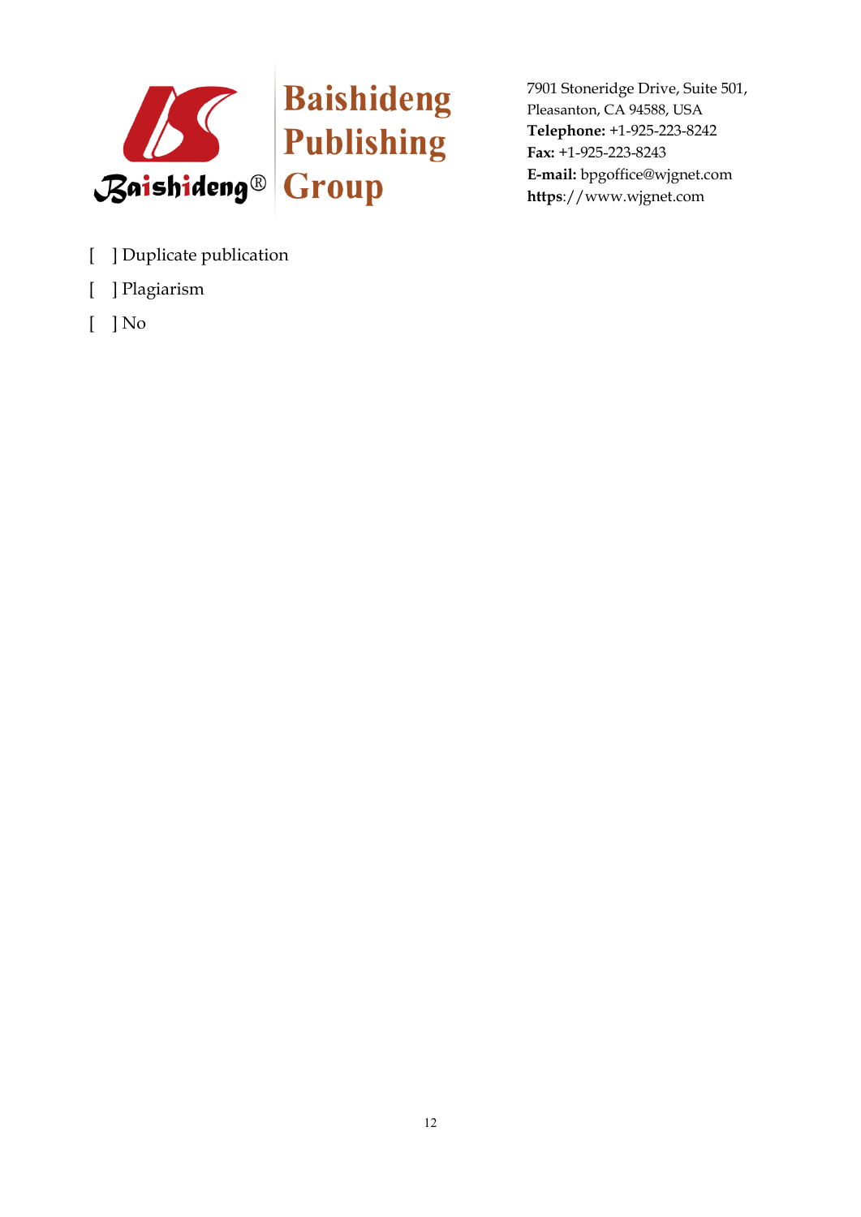[ ] Duplicate publication

[ ] Plagiarism

[ ] No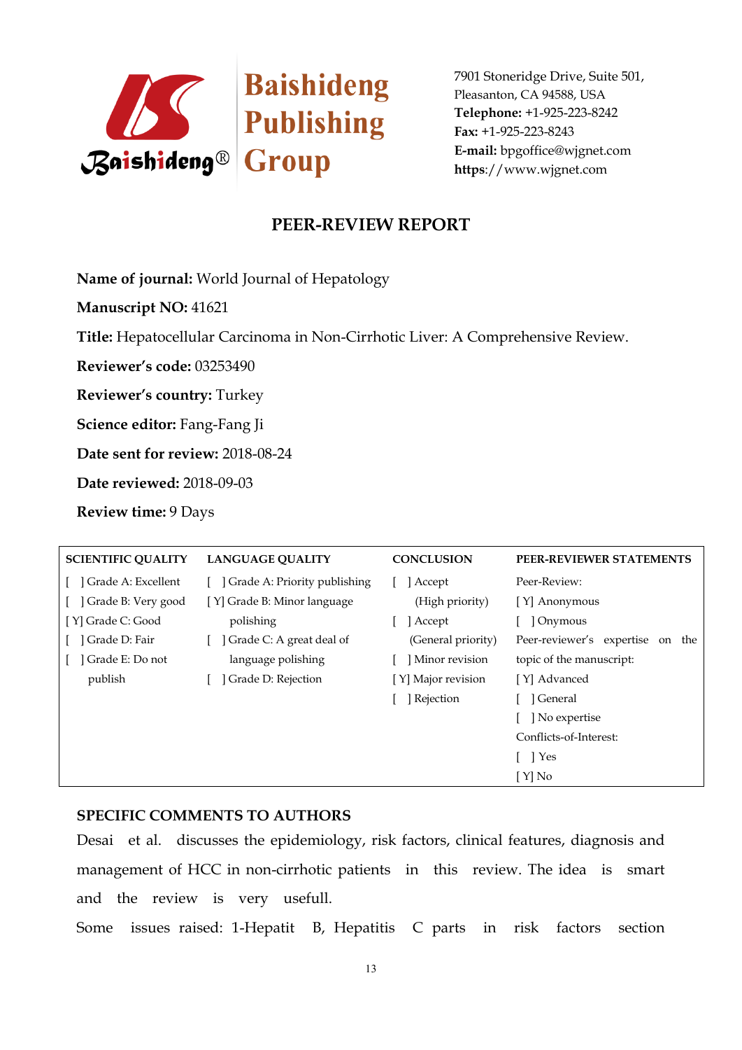Baishideng Publishing Group

7901 Stoneridge Drive, Suite 501,
Pleasanton, CA 94588, USA
**Telephone:** +1-925-223-8242
**Fax:** +1-925-223-8243
**E-mail:** bpgoffice@wjgnet.com
**https**://www.wjgnet.com

# PEER-REVIEW REPORT

**Name of journal:** World Journal of Hepatology

**Manuscript NO:** 41621

**Title:** Hepatocellular Carcinoma in Non-Cirrhotic Liver: A Comprehensive Review.

**Reviewer's code:** 03253490

**Reviewer's country:** Turkey

**Science editor:** Fang-Fang Ji

**Date sent for review:** 2018-08-24

**Date reviewed:** 2018-09-03

**Review time:** 9 Days

| SCIENTIFIC QUALITY | LANGUAGE QUALITY | CONCLUSION | PEER-REVIEWER STATEMENTS |
|---|---|---|---|
| [ ] Grade A: Excellent | [ ] Grade A: Priority publishing | [ ] Accept (High priority) | Peer-Review: |
| [ ] Grade B: Very good | [Y] Grade B: Minor language polishing | [ ] Accept (General priority) | [Y] Anonymous |
| [Y] Grade C: Good | [ ] Grade C: A great deal of language polishing | [ ] Minor revision | [ ] Onymous |
| [ ] Grade D: Fair | [ ] Grade D: Rejection | [Y] Major revision | Peer-reviewer's expertise on the topic of the manuscript: |
| [ ] Grade E: Do not publish | | [ ] Rejection | [Y] Advanced |
| | | | [ ] General |
| | | | [ ] No expertise |
| | | | Conflicts-of-Interest: |
| | | | [ ] Yes |
| | | | [Y] No |

## SPECIFIC COMMENTS TO AUTHORS

Desai et al. discusses the epidemiology, risk factors, clinical features, diagnosis and management of HCC in non-cirrhotic patients in this review. The idea is smart and the review is very usefull.

Some issues raised: 1-Hepatit B, Hepatitis C parts in risk factors section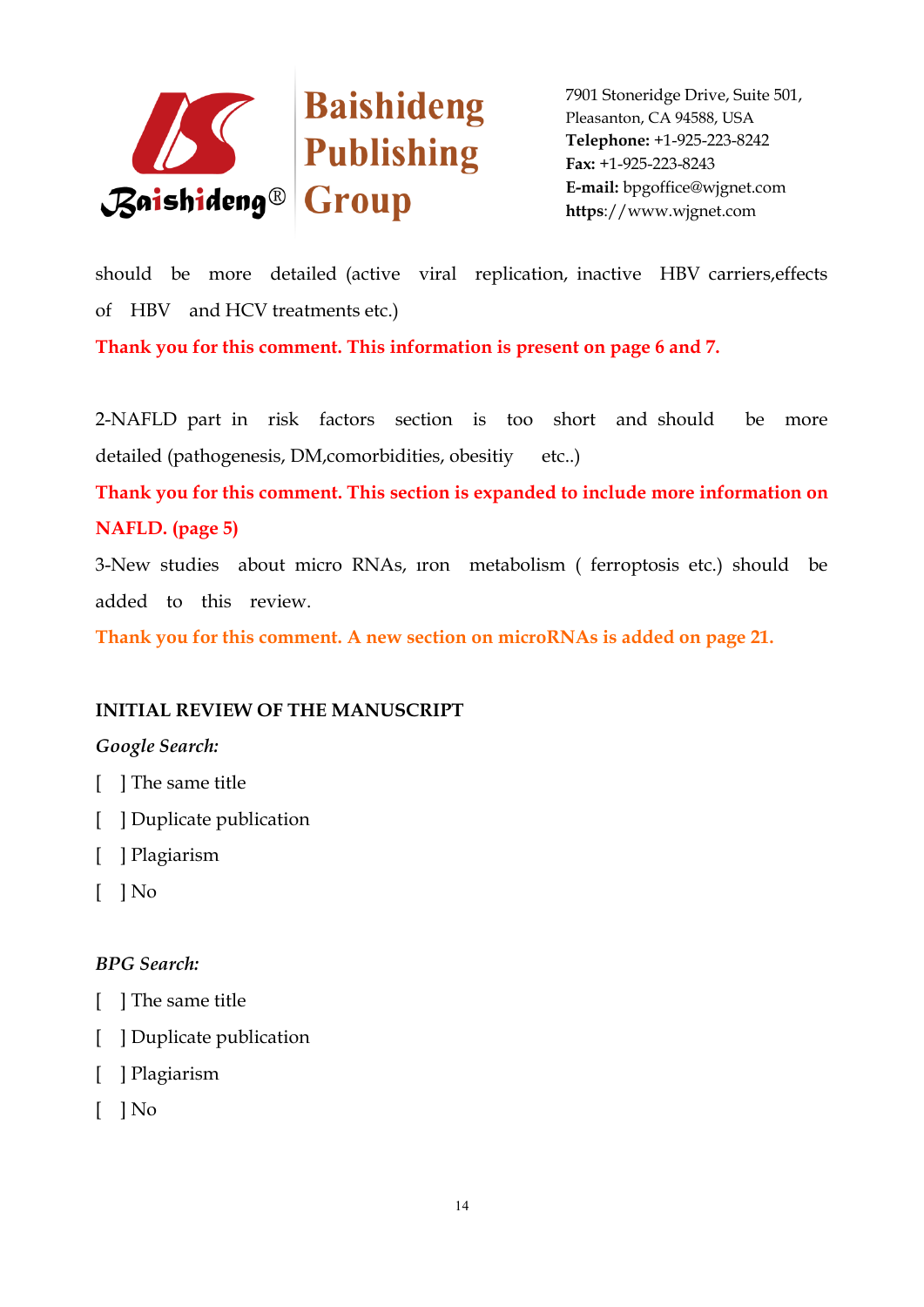should be more detailed (active viral replication, inactive HBV carriers,effects of HBV and HCV treatments etc.)

**Thank you for this comment. This information is present on page 6 and 7.**

2-NAFLD part in risk factors section is too short and should be more detailed (pathogenesis, DM,comorbidities, obesitiy etc..)

**Thank you for this comment. This section is expanded to include more information on NAFLD. (page 5)**

3-New studies about micro RNAs, ıron metabolism ( ferroptosis etc.) should be added to this review.

**Thank you for this comment. A new section on microRNAs is added on page 21.**

**INITIAL REVIEW OF THE MANUSCRIPT**

*Google Search:*

[ ] The same title

[ ] Duplicate publication

[ ] Plagiarism

[ ] No

*BPG Search:*

[ ] The same title

[ ] Duplicate publication

[ ] Plagiarism

[ ] No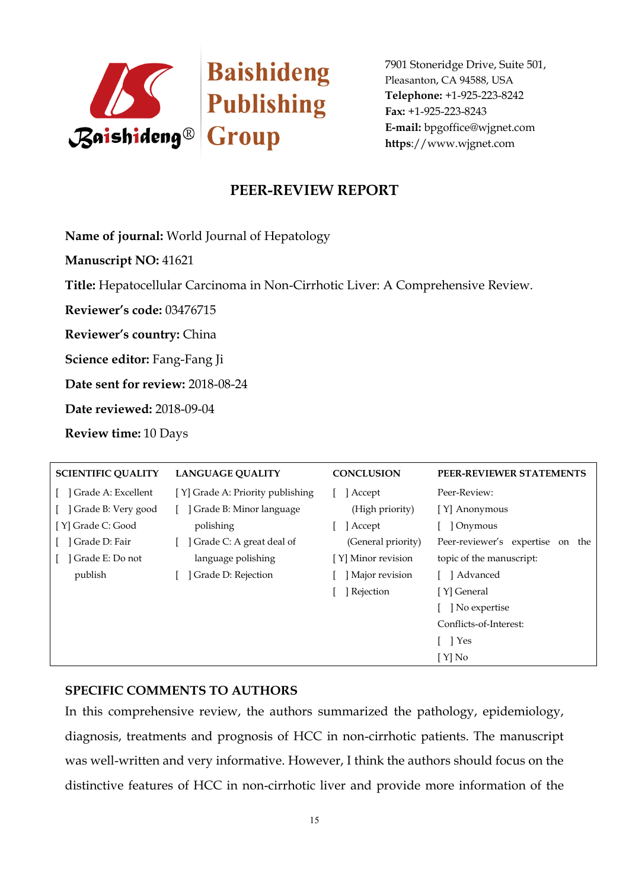Baishideng Publishing Group

7901 Stoneridge Drive, Suite 501,
Pleasanton, CA 94588, USA
**Telephone:** +1-925-223-8242
**Fax:** +1-925-223-8243
**E-mail:** bpgoffice@wjgnet.com
**https**://www.wjgnet.com

# PEER-REVIEW REPORT

**Name of journal:** World Journal of Hepatology

**Manuscript NO:** 41621

**Title:** Hepatocellular Carcinoma in Non-Cirrhotic Liver: A Comprehensive Review.

**Reviewer's code:** 03476715

**Reviewer's country:** China

**Science editor:** Fang-Fang Ji

**Date sent for review:** 2018-08-24

**Date reviewed:** 2018-09-04

**Review time:** 10 Days

| SCIENTIFIC QUALITY | LANGUAGE QUALITY | CONCLUSION | PEER-REVIEWER STATEMENTS |
|---|---|---|---|
| [ ] Grade A: Excellent<br>[ ] Grade B: Very good<br>[Y] Grade C: Good<br>[ ] Grade D: Fair<br>[ ] Grade E: Do not publish | [Y] Grade A: Priority publishing<br>[ ] Grade B: Minor language polishing<br>[ ] Grade C: A great deal of language polishing<br>[ ] Grade D: Rejection | [ ] Accept (High priority)<br>[ ] Accept (General priority)<br>[Y] Minor revision<br>[ ] Major revision<br>[ ] Rejection | Peer-Review:<br>[Y] Anonymous<br>[ ] Onymous<br>Peer-reviewer's expertise on the topic of the manuscript:<br>[ ] Advanced<br>[Y] General<br>[ ] No expertise<br>Conflicts-of-Interest:<br>[ ] Yes<br>[Y] No |

## SPECIFIC COMMENTS TO AUTHORS

In this comprehensive review, the authors summarized the pathology, epidemiology, diagnosis, treatments and prognosis of HCC in non-cirrhotic patients. The manuscript was well-written and very informative. However, I think the authors should focus on the distinctive features of HCC in non-cirrhotic liver and provide more information of the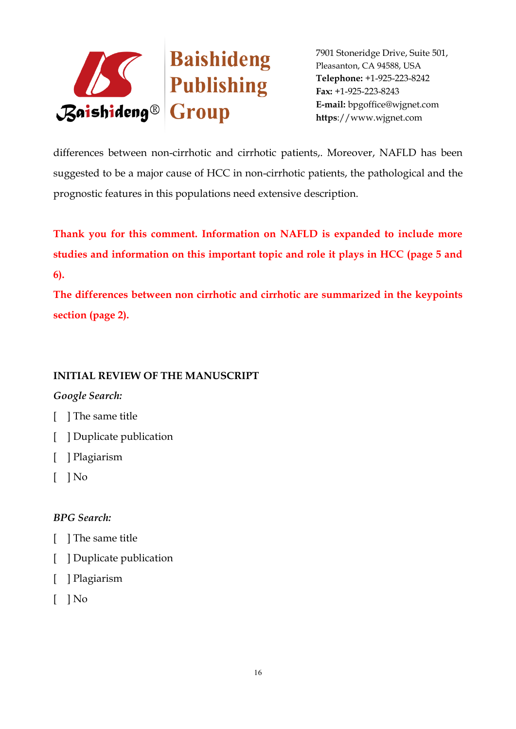differences between non-cirrhotic and cirrhotic patients,. Moreover, NAFLD has been suggested to be a major cause of HCC in non-cirrhotic patients, the pathological and the prognostic features in this populations need extensive description.

**Thank you for this comment. Information on NAFLD is expanded to include more studies and information on this important topic and role it plays in HCC (page 5 and 6).**

**The differences between non cirrhotic and cirrhotic are summarized in the keypoints section (page 2).**

**INITIAL REVIEW OF THE MANUSCRIPT**

*Google Search:*

[ ] The same title

[ ] Duplicate publication

[ ] Plagiarism

[ ] No

*BPG Search:*

[ ] The same title

[ ] Duplicate publication

[ ] Plagiarism

[ ] No